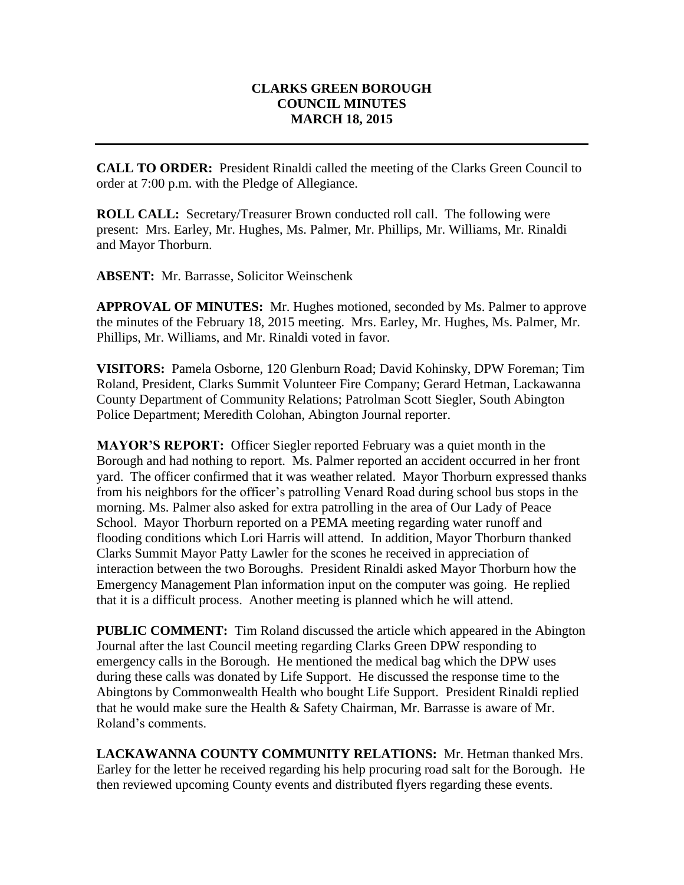# CLARKS GREEN BOROUGH
# COUNCIL MINUTES
# MARCH 18, 2015

---

**CALL TO ORDER:** President Rinaldi called the meeting of the Clarks Green Council to order at 7:00 p.m. with the Pledge of Allegiance.

**ROLL CALL:** Secretary/Treasurer Brown conducted roll call. The following were present: Mrs. Earley, Mr. Hughes, Ms. Palmer, Mr. Phillips, Mr. Williams, Mr. Rinaldi and Mayor Thorburn.

**ABSENT:** Mr. Barrasse, Solicitor Weinschenk

**APPROVAL OF MINUTES:** Mr. Hughes motioned, seconded by Ms. Palmer to approve the minutes of the February 18, 2015 meeting. Mrs. Earley, Mr. Hughes, Ms. Palmer, Mr. Phillips, Mr. Williams, and Mr. Rinaldi voted in favor.

**VISITORS:** Pamela Osborne, 120 Glenburn Road; David Kohinsky, DPW Foreman; Tim Roland, President, Clarks Summit Volunteer Fire Company; Gerard Hetman, Lackawanna County Department of Community Relations; Patrolman Scott Siegler, South Abington Police Department; Meredith Colohan, Abington Journal reporter.

**MAYOR'S REPORT:** Officer Siegler reported February was a quiet month in the Borough and had nothing to report. Ms. Palmer reported an accident occurred in her front yard. The officer confirmed that it was weather related. Mayor Thorburn expressed thanks from his neighbors for the officer's patrolling Venard Road during school bus stops in the morning. Ms. Palmer also asked for extra patrolling in the area of Our Lady of Peace School. Mayor Thorburn reported on a PEMA meeting regarding water runoff and flooding conditions which Lori Harris will attend. In addition, Mayor Thorburn thanked Clarks Summit Mayor Patty Lawler for the scones he received in appreciation of interaction between the two Boroughs. President Rinaldi asked Mayor Thorburn how the Emergency Management Plan information input on the computer was going. He replied that it is a difficult process. Another meeting is planned which he will attend.

**PUBLIC COMMENT:** Tim Roland discussed the article which appeared in the Abington Journal after the last Council meeting regarding Clarks Green DPW responding to emergency calls in the Borough. He mentioned the medical bag which the DPW uses during these calls was donated by Life Support. He discussed the response time to the Abingtons by Commonwealth Health who bought Life Support. President Rinaldi replied that he would make sure the Health & Safety Chairman, Mr. Barrasse is aware of Mr. Roland's comments.

**LACKAWANNA COUNTY COMMUNITY RELATIONS:** Mr. Hetman thanked Mrs. Earley for the letter he received regarding his help procuring road salt for the Borough. He then reviewed upcoming County events and distributed flyers regarding these events.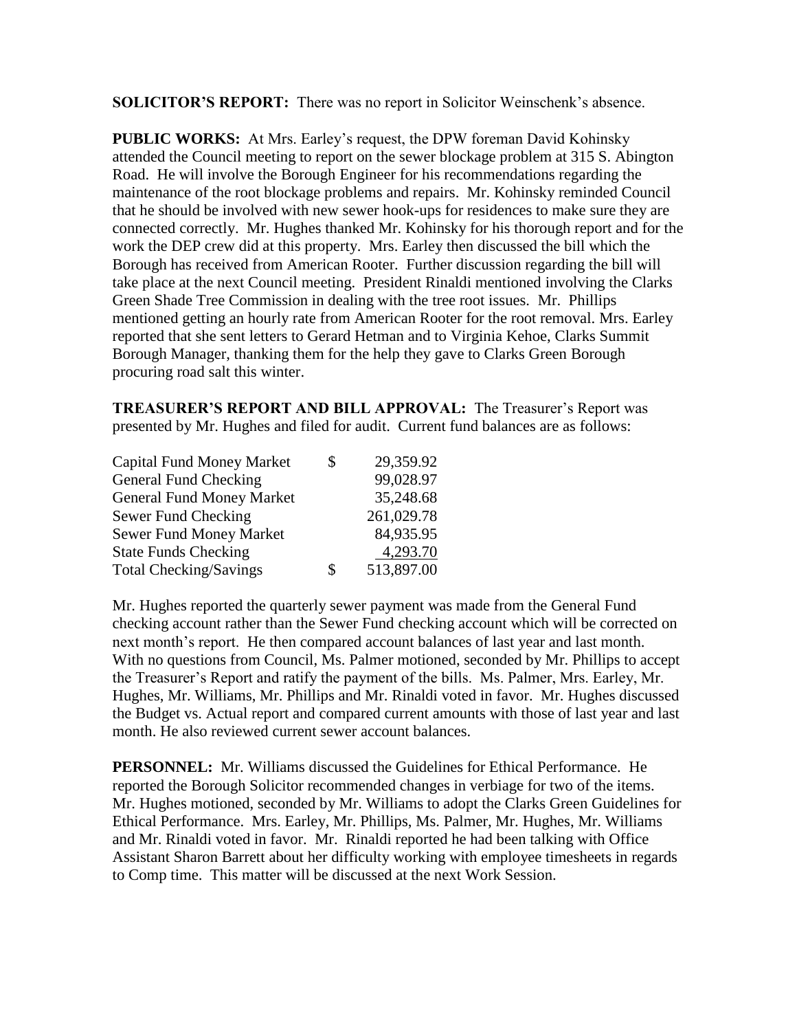**SOLICITOR'S REPORT:** There was no report in Solicitor Weinschenk's absence.

**PUBLIC WORKS:** At Mrs. Earley's request, the DPW foreman David Kohinsky attended the Council meeting to report on the sewer blockage problem at 315 S. Abington Road. He will involve the Borough Engineer for his recommendations regarding the maintenance of the root blockage problems and repairs. Mr. Kohinsky reminded Council that he should be involved with new sewer hook-ups for residences to make sure they are connected correctly. Mr. Hughes thanked Mr. Kohinsky for his thorough report and for the work the DEP crew did at this property. Mrs. Earley then discussed the bill which the Borough has received from American Rooter. Further discussion regarding the bill will take place at the next Council meeting. President Rinaldi mentioned involving the Clarks Green Shade Tree Commission in dealing with the tree root issues. Mr. Phillips mentioned getting an hourly rate from American Rooter for the root removal. Mrs. Earley reported that she sent letters to Gerard Hetman and to Virginia Kehoe, Clarks Summit Borough Manager, thanking them for the help they gave to Clarks Green Borough procuring road salt this winter.

**TREASURER'S REPORT AND BILL APPROVAL:** The Treasurer's Report was presented by Mr. Hughes and filed for audit. Current fund balances are as follows:

| | | |
|---|---|---|
| Capital Fund Money Market | $ | 29,359.92 |
| General Fund Checking | | 99,028.97 |
| General Fund Money Market | | 35,248.68 |
| Sewer Fund Checking | | 261,029.78 |
| Sewer Fund Money Market | | 84,935.95 |
| State Funds Checking | | 4,293.70 |
| Total Checking/Savings | $ | 513,897.00 |

Mr. Hughes reported the quarterly sewer payment was made from the General Fund checking account rather than the Sewer Fund checking account which will be corrected on next month's report. He then compared account balances of last year and last month. With no questions from Council, Ms. Palmer motioned, seconded by Mr. Phillips to accept the Treasurer's Report and ratify the payment of the bills. Ms. Palmer, Mrs. Earley, Mr. Hughes, Mr. Williams, Mr. Phillips and Mr. Rinaldi voted in favor. Mr. Hughes discussed the Budget vs. Actual report and compared current amounts with those of last year and last month. He also reviewed current sewer account balances.

**PERSONNEL:** Mr. Williams discussed the Guidelines for Ethical Performance. He reported the Borough Solicitor recommended changes in verbiage for two of the items. Mr. Hughes motioned, seconded by Mr. Williams to adopt the Clarks Green Guidelines for Ethical Performance. Mrs. Earley, Mr. Phillips, Ms. Palmer, Mr. Hughes, Mr. Williams and Mr. Rinaldi voted in favor. Mr. Rinaldi reported he had been talking with Office Assistant Sharon Barrett about her difficulty working with employee timesheets in regards to Comp time. This matter will be discussed at the next Work Session.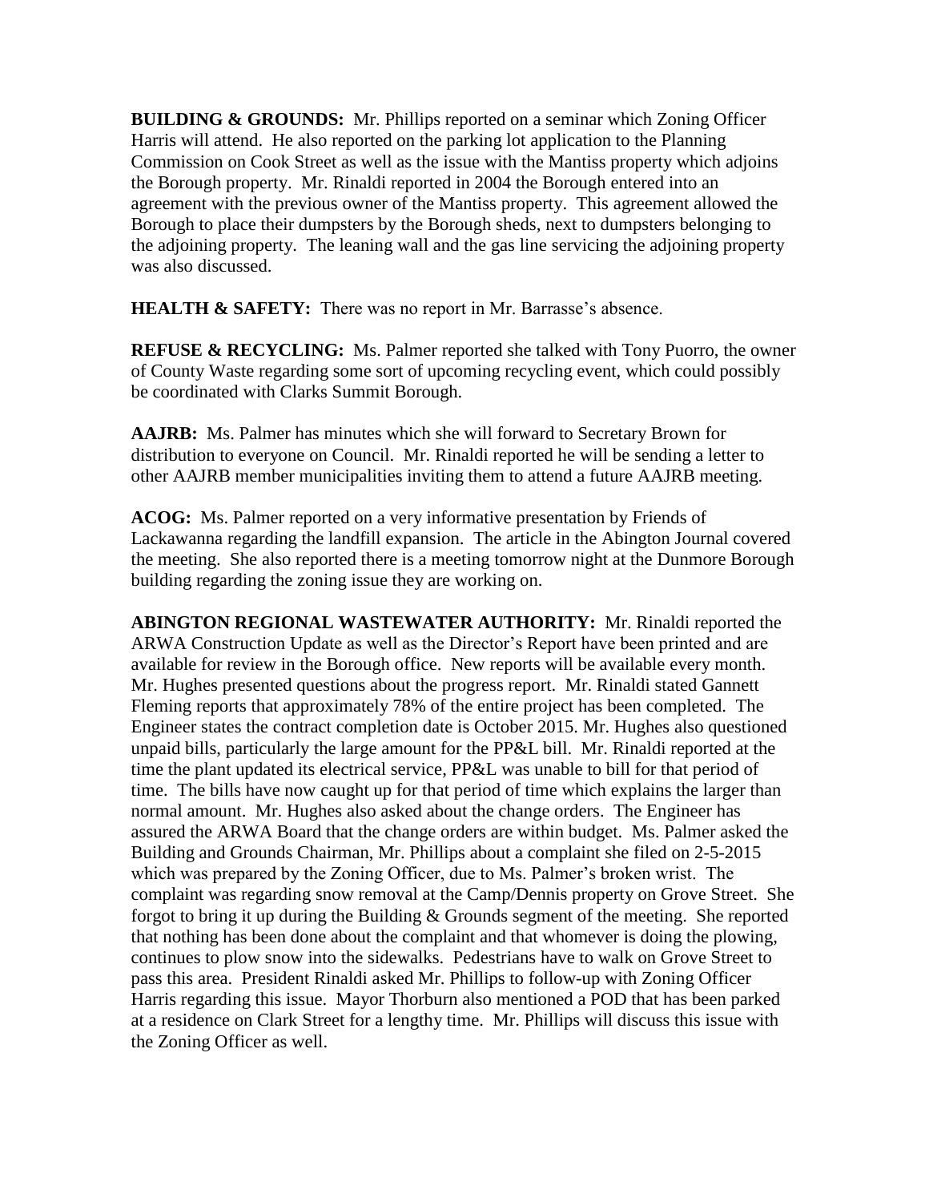**BUILDING & GROUNDS:** Mr. Phillips reported on a seminar which Zoning Officer Harris will attend. He also reported on the parking lot application to the Planning Commission on Cook Street as well as the issue with the Mantiss property which adjoins the Borough property. Mr. Rinaldi reported in 2004 the Borough entered into an agreement with the previous owner of the Mantiss property. This agreement allowed the Borough to place their dumpsters by the Borough sheds, next to dumpsters belonging to the adjoining property. The leaning wall and the gas line servicing the adjoining property was also discussed.

**HEALTH & SAFETY:** There was no report in Mr. Barrasse's absence.

**REFUSE & RECYCLING:** Ms. Palmer reported she talked with Tony Puorro, the owner of County Waste regarding some sort of upcoming recycling event, which could possibly be coordinated with Clarks Summit Borough.

**AAJRB:** Ms. Palmer has minutes which she will forward to Secretary Brown for distribution to everyone on Council. Mr. Rinaldi reported he will be sending a letter to other AAJRB member municipalities inviting them to attend a future AAJRB meeting.

**ACOG:** Ms. Palmer reported on a very informative presentation by Friends of Lackawanna regarding the landfill expansion. The article in the Abington Journal covered the meeting. She also reported there is a meeting tomorrow night at the Dunmore Borough building regarding the zoning issue they are working on.

**ABINGTON REGIONAL WASTEWATER AUTHORITY:** Mr. Rinaldi reported the ARWA Construction Update as well as the Director's Report have been printed and are available for review in the Borough office. New reports will be available every month. Mr. Hughes presented questions about the progress report. Mr. Rinaldi stated Gannett Fleming reports that approximately 78% of the entire project has been completed. The Engineer states the contract completion date is October 2015. Mr. Hughes also questioned unpaid bills, particularly the large amount for the PP&L bill. Mr. Rinaldi reported at the time the plant updated its electrical service, PP&L was unable to bill for that period of time. The bills have now caught up for that period of time which explains the larger than normal amount. Mr. Hughes also asked about the change orders. The Engineer has assured the ARWA Board that the change orders are within budget. Ms. Palmer asked the Building and Grounds Chairman, Mr. Phillips about a complaint she filed on 2-5-2015 which was prepared by the Zoning Officer, due to Ms. Palmer's broken wrist. The complaint was regarding snow removal at the Camp/Dennis property on Grove Street. She forgot to bring it up during the Building & Grounds segment of the meeting. She reported that nothing has been done about the complaint and that whomever is doing the plowing, continues to plow snow into the sidewalks. Pedestrians have to walk on Grove Street to pass this area. President Rinaldi asked Mr. Phillips to follow-up with Zoning Officer Harris regarding this issue. Mayor Thorburn also mentioned a POD that has been parked at a residence on Clark Street for a lengthy time. Mr. Phillips will discuss this issue with the Zoning Officer as well.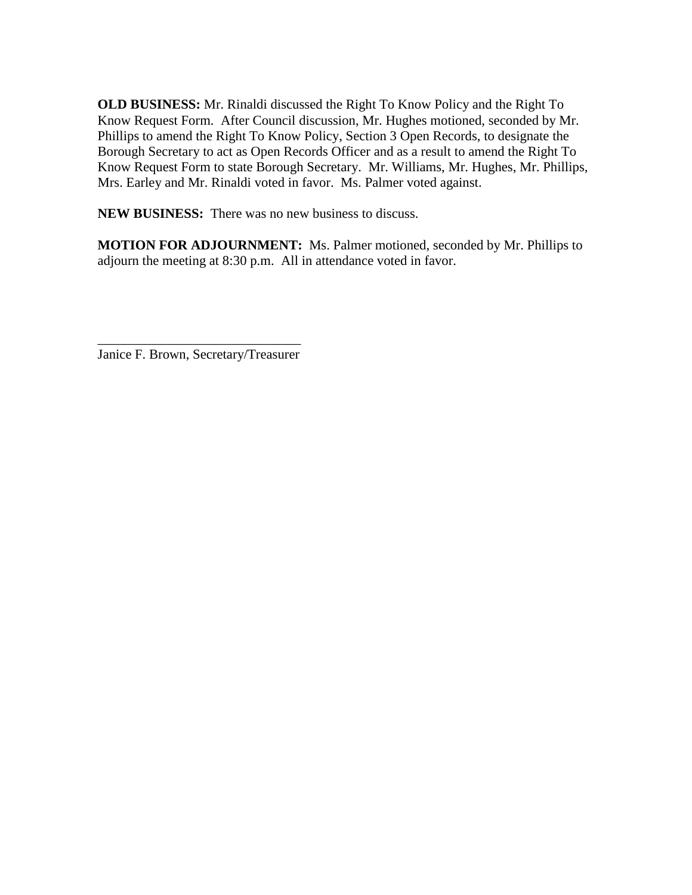**OLD BUSINESS:** Mr. Rinaldi discussed the Right To Know Policy and the Right To Know Request Form. After Council discussion, Mr. Hughes motioned, seconded by Mr. Phillips to amend the Right To Know Policy, Section 3 Open Records, to designate the Borough Secretary to act as Open Records Officer and as a result to amend the Right To Know Request Form to state Borough Secretary. Mr. Williams, Mr. Hughes, Mr. Phillips, Mrs. Earley and Mr. Rinaldi voted in favor. Ms. Palmer voted against.

**NEW BUSINESS:** There was no new business to discuss.

**MOTION FOR ADJOURNMENT:** Ms. Palmer motioned, seconded by Mr. Phillips to adjourn the meeting at 8:30 p.m. All in attendance voted in favor.

\_\_\_\_\_\_\_\_\_\_\_\_\_\_\_\_\_\_\_\_\_\_\_\_\_\_\_\_\_\_

Janice F. Brown, Secretary/Treasurer